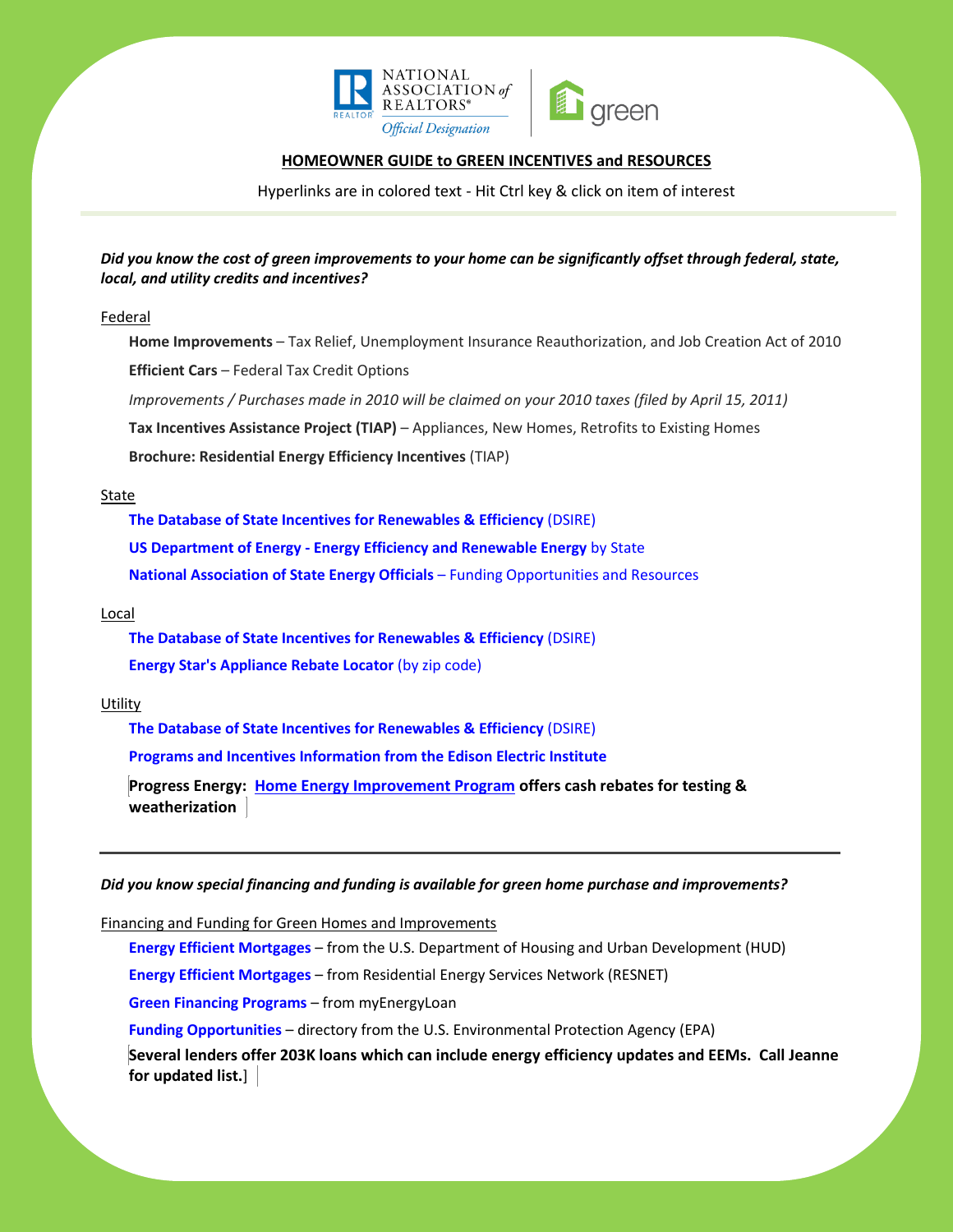NATIONAL ASSOCIATION of REALTORS®
Official Designation

green

## HOMEOWNER GUIDE to GREEN INCENTIVES and RESOURCES

Hyperlinks are in colored text - Hit Ctrl key & click on item of interest

***Did you know the cost of green improvements to your home can be significantly offset through federal, state, local, and utility credits and incentives?***

### Federal

- **Home Improvements** – Tax Relief, Unemployment Insurance Reauthorization, and Job Creation Act of 2010
- **Efficient Cars** – Federal Tax Credit Options
- *Improvements / Purchases made in 2010 will be claimed on your 2010 taxes (filed by April 15, 2011)*
- **Tax Incentives Assistance Project (TIAP)** – Appliances, New Homes, Retrofits to Existing Homes
- **Brochure: Residential Energy Efficiency Incentives** (TIAP)

### State

- **The Database of State Incentives for Renewables & Efficiency** (DSIRE)
- **US Department of Energy - Energy Efficiency and Renewable Energy** by State
- **National Association of State Energy Officials** – Funding Opportunities and Resources

### Local

- **The Database of State Incentives for Renewables & Efficiency** (DSIRE)
- **Energy Star's Appliance Rebate Locator** (by zip code)

### Utility

- **The Database of State Incentives for Renewables & Efficiency** (DSIRE)
- **Programs and Incentives Information from the Edison Electric Institute**
- **Progress Energy: Home Energy Improvement Program offers cash rebates for testing & weatherization**

---

***Did you know special financing and funding is available for green home purchase and improvements?***

### Financing and Funding for Green Homes and Improvements

- **Energy Efficient Mortgages** – from the U.S. Department of Housing and Urban Development (HUD)
- **Energy Efficient Mortgages** – from Residential Energy Services Network (RESNET)
- **Green Financing Programs** – from myEnergyLoan
- **Funding Opportunities** – directory from the U.S. Environmental Protection Agency (EPA)
- **Several lenders offer 203K loans which can include energy efficiency updates and EEMs. Call Jeanne for updated list.**]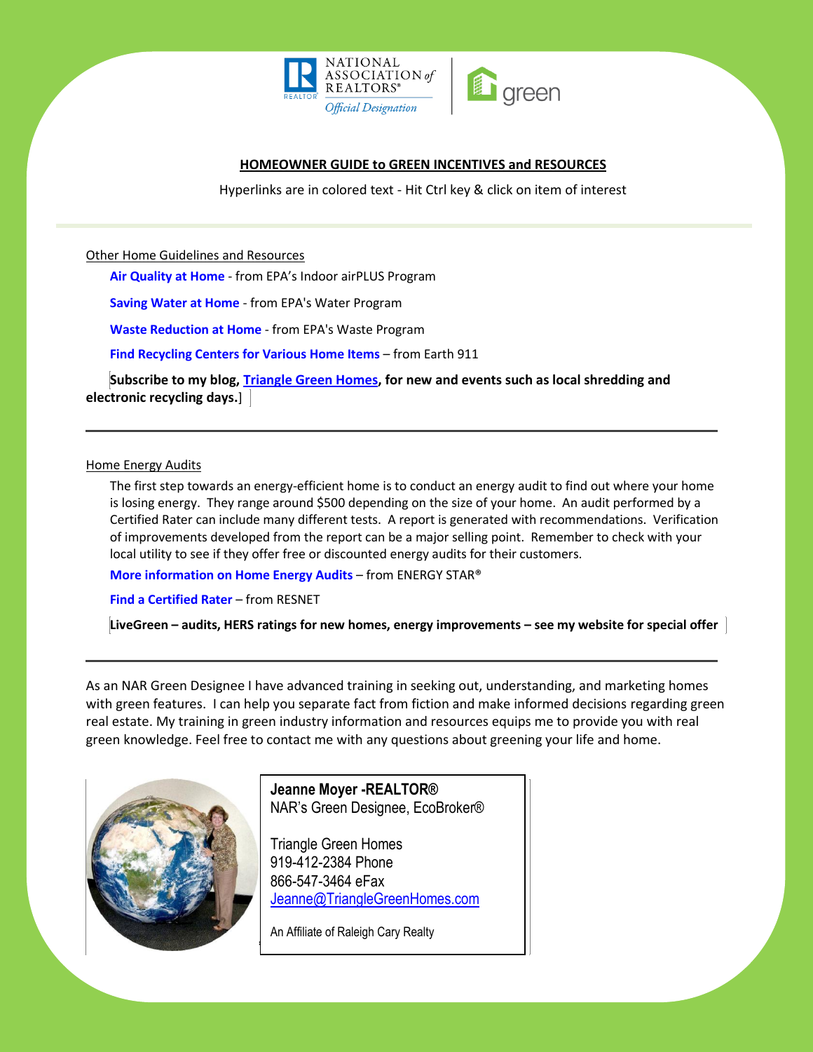NATIONAL ASSOCIATION of REALTORS®
Official Designation

green

**HOMEOWNER GUIDE to GREEN INCENTIVES and RESOURCES**

Hyperlinks are in colored text - Hit Ctrl key & click on item of interest

Other Home Guidelines and Resources

**Air Quality at Home** - from EPA's Indoor airPLUS Program

**Saving Water at Home** - from EPA's Water Program

**Waste Reduction at Home** - from EPA's Waste Program

**Find Recycling Centers for Various Home Items** – from Earth 911

**Subscribe to my blog, Triangle Green Homes, for new and events such as local shredding and electronic recycling days.**]

---

Home Energy Audits

The first step towards an energy-efficient home is to conduct an energy audit to find out where your home is losing energy. They range around $500 depending on the size of your home. An audit performed by a Certified Rater can include many different tests. A report is generated with recommendations. Verification of improvements developed from the report can be a major selling point. Remember to check with your local utility to see if they offer free or discounted energy audits for their customers.

**More information on Home Energy Audits** – from ENERGY STAR®

**Find a Certified Rater** – from RESNET

**LiveGreen – audits, HERS ratings for new homes, energy improvements – see my website for special offer**

---

As an NAR Green Designee I have advanced training in seeking out, understanding, and marketing homes with green features. I can help you separate fact from fiction and make informed decisions regarding green real estate. My training in green industry information and resources equips me to provide you with real green knowledge. Feel free to contact me with any questions about greening your life and home.

**Jeanne Moyer -REALTOR®**
NAR's Green Designee, EcoBroker®

Triangle Green Homes
919-412-2384 Phone
866-547-3464 eFax
Jeanne@TriangleGreenHomes.com

An Affiliate of Raleigh Cary Realty